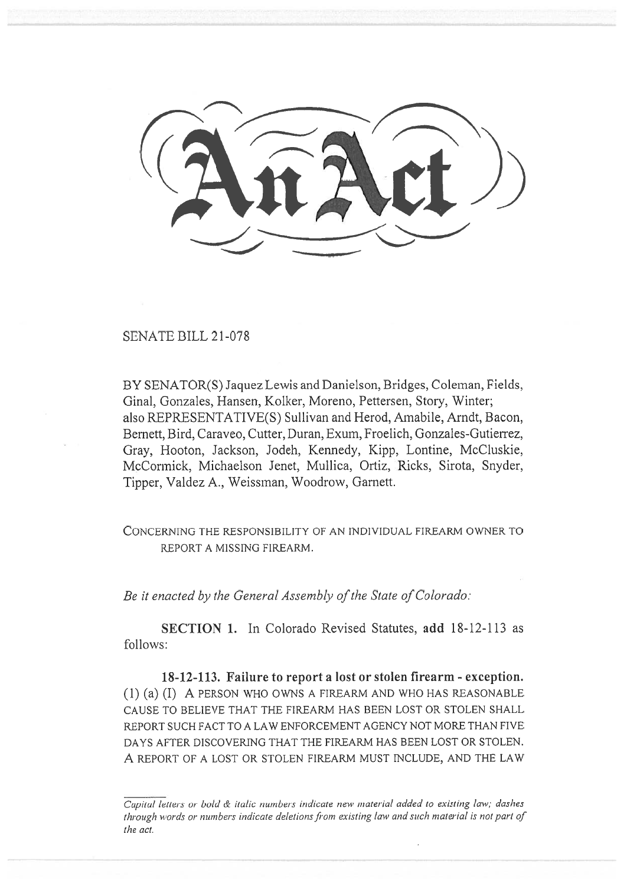# An Act

SENATE BILL 21-078

BY SENATOR(S) Jaquez Lewis and Danielson, Bridges, Coleman, Fields, Ginal, Gonzales, Hansen, Kolker, Moreno, Pettersen, Story, Winter; also REPRESENTATIVE(S) Sullivan and Herod, Amabile, Arndt, Bacon, Bernett, Bird, Caraveo, Cutter, Duran, Exum, Froelich, Gonzales-Gutierrez, Gray, Hooton, Jackson, Jodeh, Kennedy, Kipp, Lontine, McCluskie, McCormick, Michaelson Jenet, Mullica, Ortiz, Ricks, Sirota, Snyder, Tipper, Valdez A., Weissman, Woodrow, Garnett.

CONCERNING THE RESPONSIBILITY OF AN INDIVIDUAL FIREARM OWNER TO REPORT A MISSING FIREARM.

*Be it enacted by the General Assembly of the State of Colorado:*

**SECTION 1.** In Colorado Revised Statutes, **add** 18-12-113 as follows:

**18-12-113. Failure to report a lost or stolen firearm - exception.** (1) (a) (I) A PERSON WHO OWNS A FIREARM AND WHO HAS REASONABLE CAUSE TO BELIEVE THAT THE FIREARM HAS BEEN LOST OR STOLEN SHALL REPORT SUCH FACT TO A LAW ENFORCEMENT AGENCY NOT MORE THAN FIVE DAYS AFTER DISCOVERING THAT THE FIREARM HAS BEEN LOST OR STOLEN. A REPORT OF A LOST OR STOLEN FIREARM MUST INCLUDE, AND THE LAW

*Capital letters or bold & italic numbers indicate new material added to existing law; dashes through words or numbers indicate deletions from existing law and such material is not part of the act.*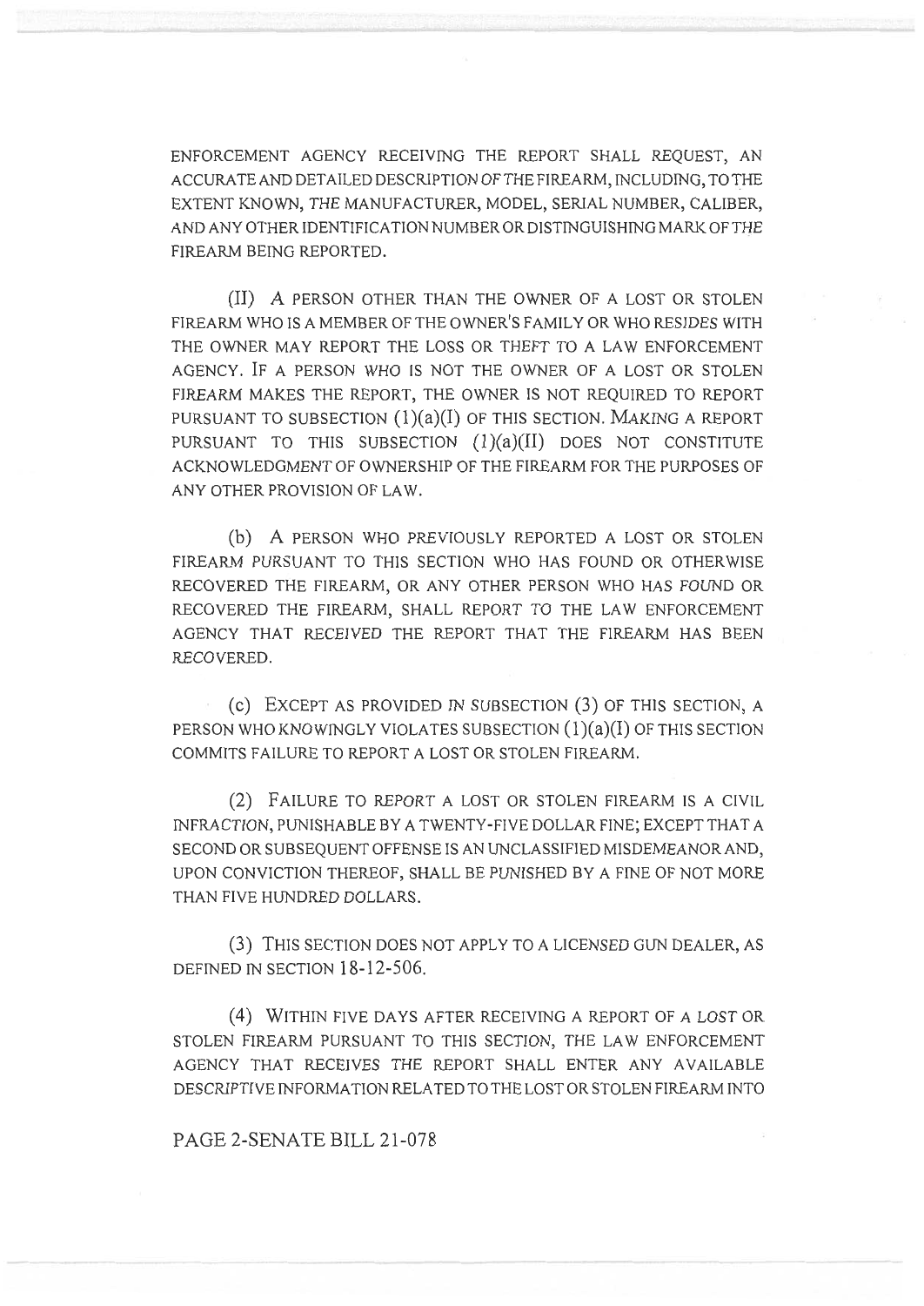ENFORCEMENT AGENCY RECEIVING THE REPORT SHALL REQUEST, AN ACCURATE AND DETAILED DESCRIPTION OF THE FIREARM, INCLUDING, TO THE EXTENT KNOWN, THE MANUFACTURER, MODEL, SERIAL NUMBER, CALIBER, AND ANY OTHER IDENTIFICATION NUMBER OR DISTINGUISHING MARK OF THE FIREARM BEING REPORTED.

(II) A PERSON OTHER THAN THE OWNER OF A LOST OR STOLEN FIREARM WHO IS A MEMBER OF THE OWNER'S FAMILY OR WHO RESIDES WITH THE OWNER MAY REPORT THE LOSS OR THEFT TO A LAW ENFORCEMENT AGENCY. IF A PERSON WHO IS NOT THE OWNER OF A LOST OR STOLEN FIREARM MAKES THE REPORT, THE OWNER IS NOT REQUIRED TO REPORT PURSUANT TO SUBSECTION (1)(a)(I) OF THIS SECTION. MAKING A REPORT PURSUANT TO THIS SUBSECTION (1)(a)(II) DOES NOT CONSTITUTE ACKNOWLEDGMENT OF OWNERSHIP OF THE FIREARM FOR THE PURPOSES OF ANY OTHER PROVISION OF LAW.

(b) A PERSON WHO PREVIOUSLY REPORTED A LOST OR STOLEN FIREARM PURSUANT TO THIS SECTION WHO HAS FOUND OR OTHERWISE RECOVERED THE FIREARM, OR ANY OTHER PERSON WHO HAS FOUND OR RECOVERED THE FIREARM, SHALL REPORT TO THE LAW ENFORCEMENT AGENCY THAT RECEIVED THE REPORT THAT THE FIREARM HAS BEEN RECOVERED.

(c) EXCEPT AS PROVIDED IN SUBSECTION (3) OF THIS SECTION, A PERSON WHO KNOWINGLY VIOLATES SUBSECTION (1)(a)(I) OF THIS SECTION COMMITS FAILURE TO REPORT A LOST OR STOLEN FIREARM.

(2) FAILURE TO REPORT A LOST OR STOLEN FIREARM IS A CIVIL INFRACTION, PUNISHABLE BY A TWENTY-FIVE DOLLAR FINE; EXCEPT THAT A SECOND OR SUBSEQUENT OFFENSE IS AN UNCLASSIFIED MISDEMEANOR AND, UPON CONVICTION THEREOF, SHALL BE PUNISHED BY A FINE OF NOT MORE THAN FIVE HUNDRED DOLLARS.

(3) THIS SECTION DOES NOT APPLY TO A LICENSED GUN DEALER, AS DEFINED IN SECTION 18-12-506.

(4) WITHIN FIVE DAYS AFTER RECEIVING A REPORT OF A LOST OR STOLEN FIREARM PURSUANT TO THIS SECTION, THE LAW ENFORCEMENT AGENCY THAT RECEIVES THE REPORT SHALL ENTER ANY AVAILABLE DESCRIPTIVE INFORMATION RELATED TO THE LOST OR STOLEN FIREARM INTO

PAGE 2-SENATE BILL 21-078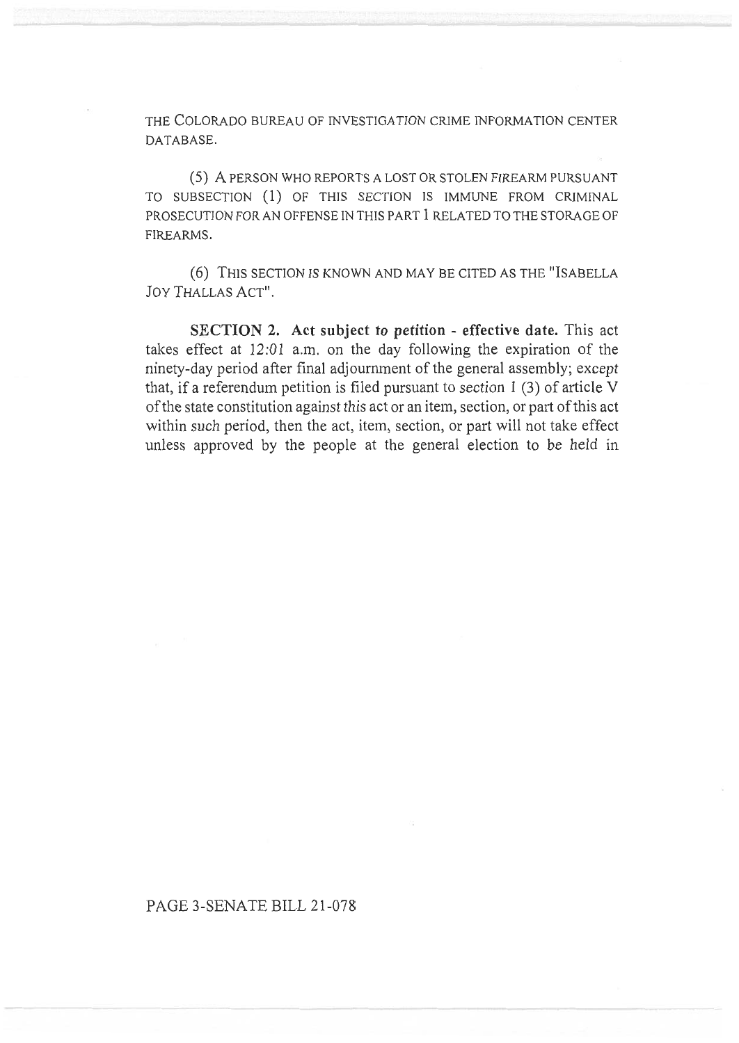THE COLORADO BUREAU OF INVESTIGATION CRIME INFORMATION CENTER DATABASE.

(5) A PERSON WHO REPORTS A LOST OR STOLEN FIREARM PURSUANT TO SUBSECTION (1) OF THIS SECTION IS IMMUNE FROM CRIMINAL PROSECUTION FOR AN OFFENSE IN THIS PART 1 RELATED TO THE STORAGE OF FIREARMS.

(6) THIS SECTION IS KNOWN AND MAY BE CITED AS THE "ISABELLA JOY THALLAS ACT".

**SECTION 2. Act subject to petition - effective date.** This act takes effect at 12:01 a.m. on the day following the expiration of the ninety-day period after final adjournment of the general assembly; except that, if a referendum petition is filed pursuant to section 1 (3) of article V of the state constitution against this act or an item, section, or part of this act within such period, then the act, item, section, or part will not take effect unless approved by the people at the general election to be held in

PAGE 3-SENATE BILL 21-078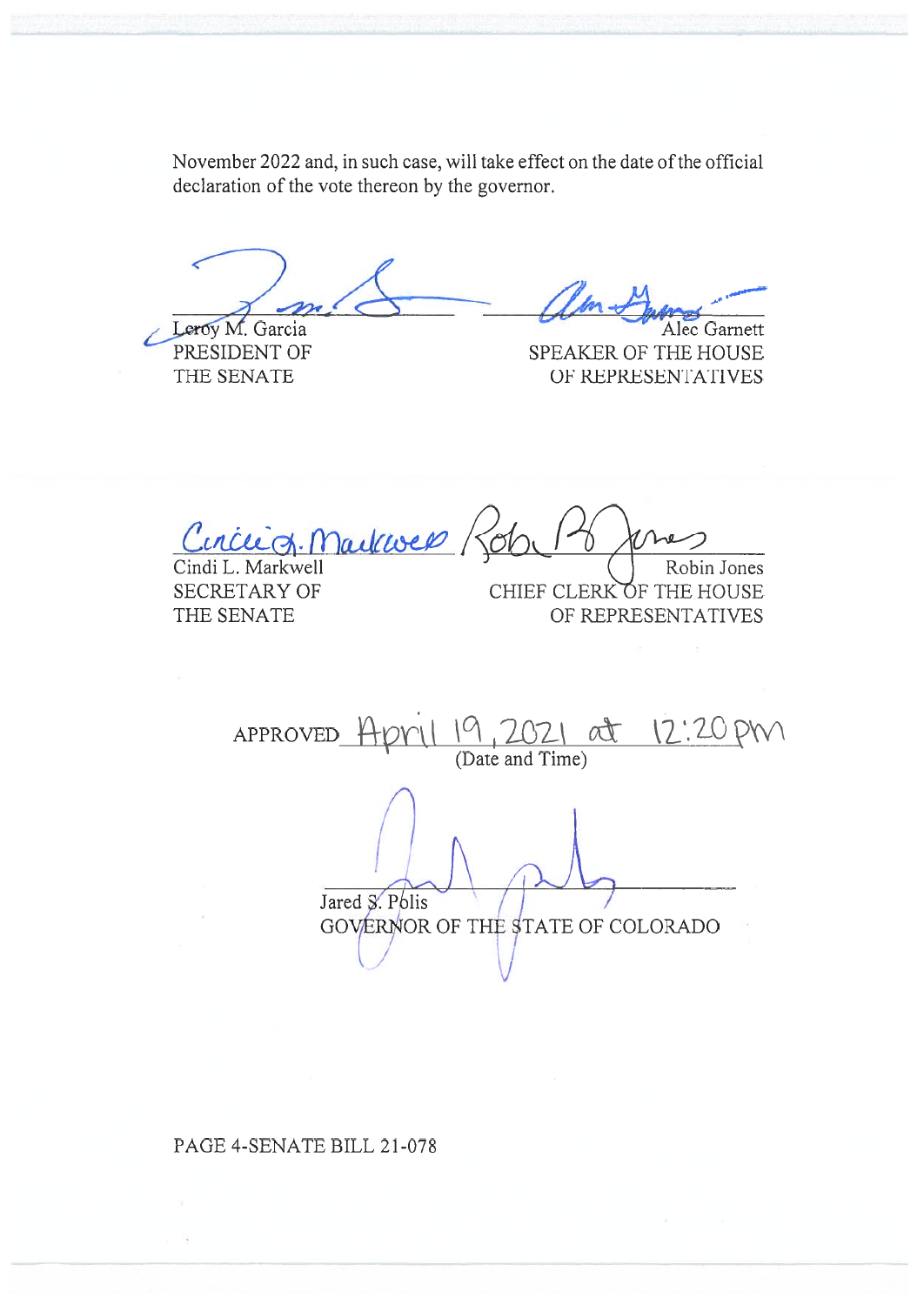November 2022 and, in such case, will take effect on the date of the official declaration of the vote thereon by the governor.

| | |
|---|---|
| Leroy M. Garcia<br>PRESIDENT OF<br>THE SENATE | Alec Garnett<br>SPEAKER OF THE HOUSE<br>OF REPRESENTATIVES |
| Cindi L. Markwell<br>SECRETARY OF<br>THE SENATE | Robin Jones<br>CHIEF CLERK OF THE HOUSE<br>OF REPRESENTATIVES |

APPROVED April 19, 2021 at 12:20 pm
(Date and Time)

Jared S. Polis
GOVERNOR OF THE STATE OF COLORADO

PAGE 4-SENATE BILL 21-078